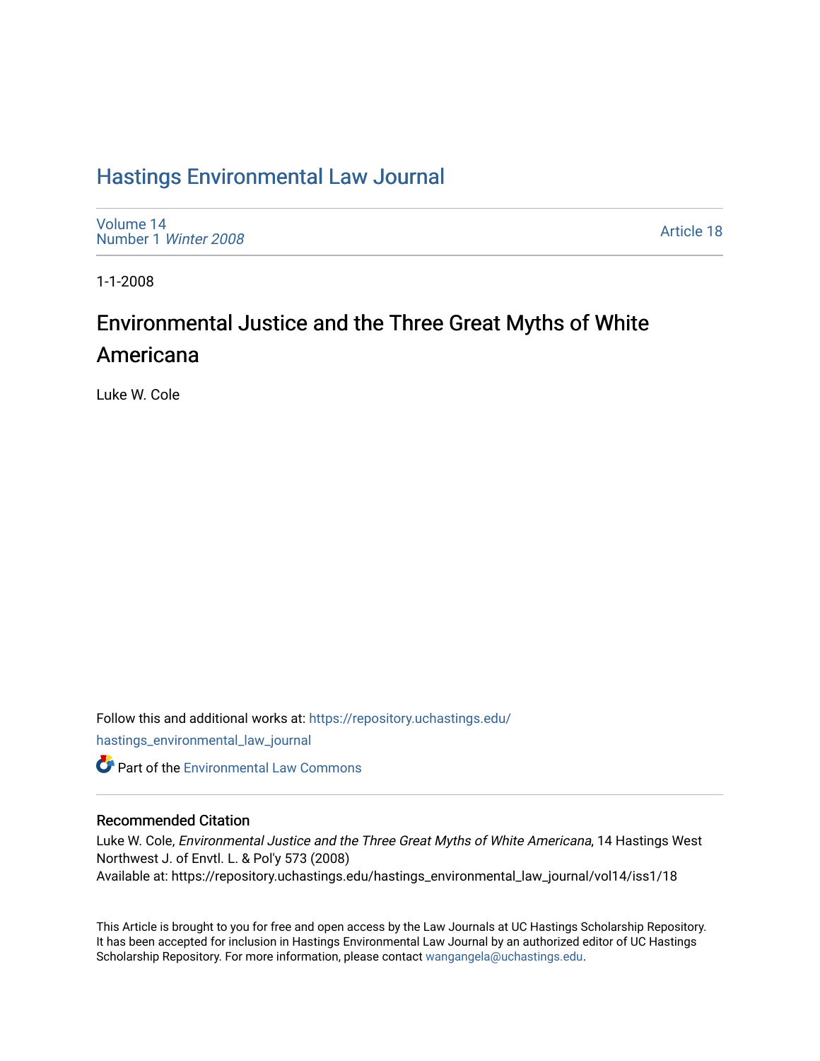# Hastings Environmental Law Journal

Volume 14
Number 1 *Winter 2008*

Article 18

1-1-2008

## Environmental Justice and the Three Great Myths of White Americana

Luke W. Cole

Follow this and additional works at: https://repository.uchastings.edu/hastings_environmental_law_journal

Part of the Environmental Law Commons

### Recommended Citation

Luke W. Cole, *Environmental Justice and the Three Great Myths of White Americana*, 14 Hastings West Northwest J. of Envtl. L. & Pol'y 573 (2008)
Available at: https://repository.uchastings.edu/hastings_environmental_law_journal/vol14/iss1/18

This Article is brought to you for free and open access by the Law Journals at UC Hastings Scholarship Repository. It has been accepted for inclusion in Hastings Environmental Law Journal by an authorized editor of UC Hastings Scholarship Repository. For more information, please contact wangangela@uchastings.edu.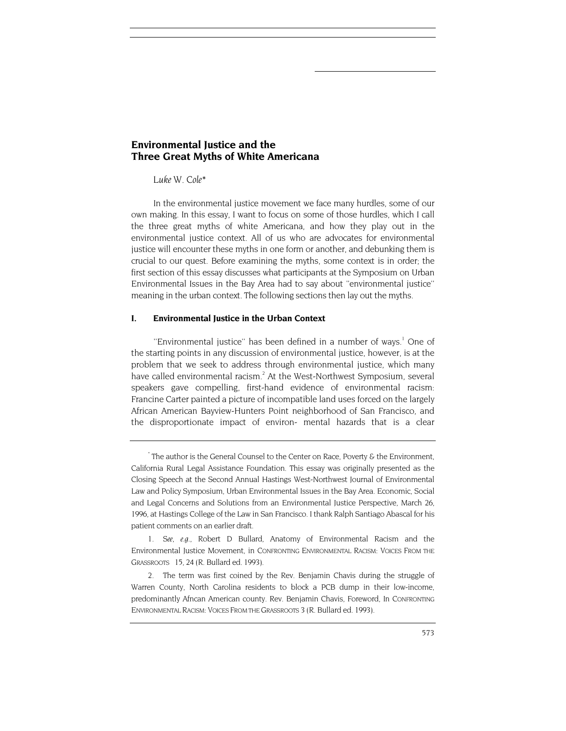# Environmental Justice and the Three Great Myths of White Americana

*Luke* W. *Cole*\*

In the environmental justice movement we face many hurdles, some of our own making. In this essay, I want to focus on some of those hurdles, which I call the three great myths of white Americana, and how they play out in the environmental justice context. All of us who are advocates for environmental justice will encounter these myths in one form or another, and debunking them is crucial to our quest. Before examining the myths, some context is in order; the first section of this essay discusses what participants at the Symposium on Urban Environmental Issues in the Bay Area had to say about "environmental justice" meaning in the urban context. The following sections then lay out the myths.

## I. Environmental Justice in the Urban Context

"Environmental justice" has been defined in a number of ways.[1] One of the starting points in any discussion of environmental justice, however, is at the problem that we seek to address through environmental justice, which many have called environmental racism.[2] At the West-Northwest Symposium, several speakers gave compelling, first-hand evidence of environmental racism: Francine Carter painted a picture of incompatible land uses forced on the largely African American Bayview-Hunters Point neighborhood of San Francisco, and the disproportionate impact of environ- mental hazards that is a clear

---

\* The author is the General Counsel to the Center on Race, Poverty & the Environment, California Rural Legal Assistance Foundation. This essay was originally presented as the Closing Speech at the Second Annual Hastings West-Northwest Journal of Environmental Law and Policy Symposium, Urban Environmental Issues in the Bay Area. Economic, Social and Legal Concerns and Solutions from an Environmental Justice Perspective, March 26, 1996, at Hastings College of the Law in San Francisco. I thank Ralph Santiago Abascal for his patient comments on an earlier draft.

1. *See, e.g.*, Robert D Bullard, Anatomy of Environmental Racism and the Environmental Justice Movement, in CONFRONTING ENVIRONMENTAL RACISM: VOICES FROM THE GRASSROOTS 15, 24 (R. Bullard ed. 1993).

2. The term was first coined by the Rev. Benjamin Chavis during the struggle of Warren County, North Carolina residents to block a PCB dump in their low-income, predominantly Afncan American county. Rev. Benjamin Chavis, Foreword, In CONFRONTING ENVIRONMENTAL RACISM: VOICES FROM THE GRASSROOTS 3 (R. Bullard ed. 1993).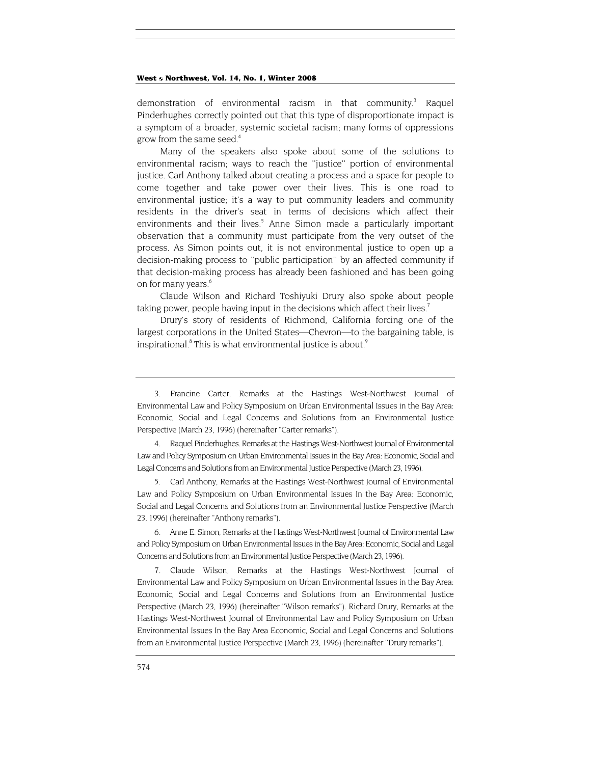demonstration of environmental racism in that community.[3] Raquel Pinderhughes correctly pointed out that this type of disproportionate impact is a symptom of a broader, systemic societal racism; many forms of oppressions grow from the same seed.[4]

Many of the speakers also spoke about some of the solutions to environmental racism; ways to reach the "justice" portion of environmental justice. Carl Anthony talked about creating a process and a space for people to come together and take power over their lives. This is one road to environmental justice; it's a way to put community leaders and community residents in the driver's seat in terms of decisions which affect their environments and their lives.[5] Anne Simon made a particularly important observation that a community must participate from the very outset of the process. As Simon points out, it is not environmental justice to open up a decision-making process to "public participation" by an affected community if that decision-making process has already been fashioned and has been going on for many years.[6]

Claude Wilson and Richard Toshiyuki Drury also spoke about people taking power, people having input in the decisions which affect their lives.[7]

Drury's story of residents of Richmond, California forcing one of the largest corporations in the United States—Chevron—to the bargaining table, is inspirational.[8] This is what environmental justice is about.[9]

---

3. Francine Carter, Remarks at the Hastings West-Northwest Journal of Environmental Law and Policy Symposium on Urban Environmental Issues in the Bay Area: Economic, Social and Legal Concerns and Solutions from an Environmental Justice Perspective (March 23, 1996) (hereinafter "Carter remarks").

4. Raquel Pinderhughes. Remarks at the Hastings West-Northwest Journal of Environmental Law and Policy Symposium on Urban Environmental Issues in the Bay Area: Economic, Social and Legal Concerns and Solutions from an Environmental Justice Perspective (March 23, 1996).

5. Carl Anthony, Remarks at the Hastings West-Northwest Journal of Environmental Law and Policy Symposium on Urban Environmental Issues In the Bay Area: Economic, Social and Legal Concerns and Solutions from an Environmental Justice Perspective (March 23, 1996) (hereinafter "Anthony remarks").

6. Anne E. Simon, Remarks at the Hastings West-Northwest Journal of Environmental Law and Policy Symposium on Urban Environmental Issues in the Bay Area: Economic, Social and Legal Concerns and Solutions from an Environmental Justice Perspective (March 23, 1996).

7. Claude Wilson, Remarks at the Hastings West-Northwest Journal of Environmental Law and Policy Symposium on Urban Environmental Issues in the Bay Area: Economic, Social and Legal Concerns and Solutions from an Environmental Justice Perspective (March 23, 1996) (hereinafter "Wilson remarks"). Richard Drury, Remarks at the Hastings West-Northwest Journal of Environmental Law and Policy Symposium on Urban Environmental Issues In the Bay Area Economic, Social and Legal Concerns and Solutions from an Environmental Justice Perspective (March 23, 1996) (hereinafter "Drury remarks").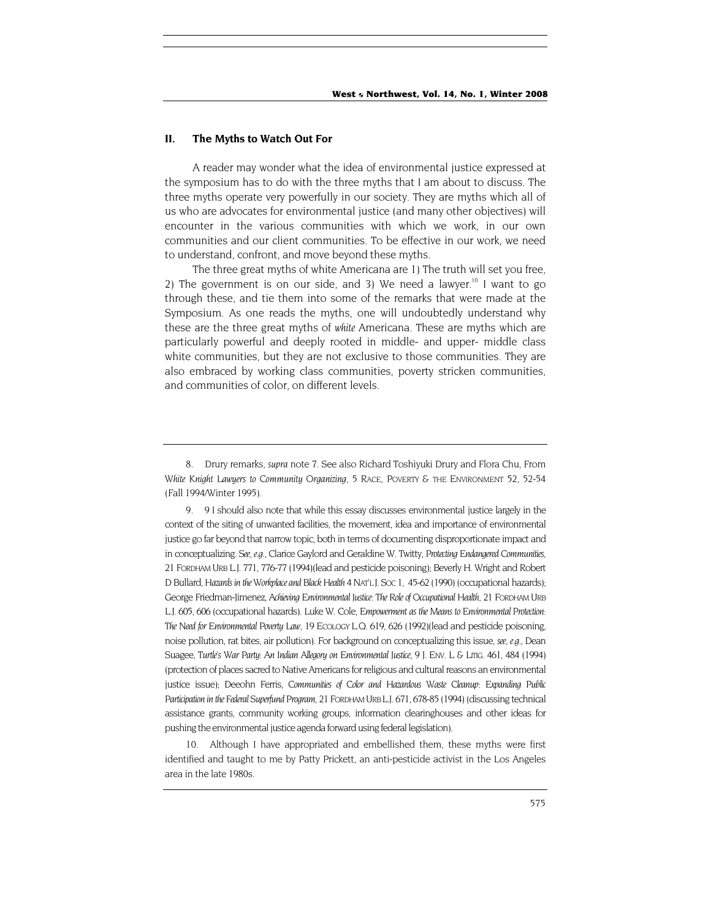## II. The Myths to Watch Out For

A reader may wonder what the idea of environmental justice expressed at the symposium has to do with the three myths that I am about to discuss. The three myths operate very powerfully in our society. They are myths which all of us who are advocates for environmental justice (and many other objectives) will encounter in the various communities with which we work, in our own communities and our client communities. To be effective in our work, we need to understand, confront, and move beyond these myths.

The three great myths of white Americana are 1) The truth will set you free, 2) The government is on our side, and 3) We need a lawyer.[10] I want to go through these, and tie them into some of the remarks that were made at the Symposium. As one reads the myths, one will undoubtedly understand why these are the three great myths of *white* Americana. These are myths which are particularly powerful and deeply rooted in middle- and upper- middle class white communities, but they are not exclusive to those communities. They are also embraced by working class communities, poverty stricken communities, and communities of color, on different levels.

---

8. Drury remarks, *supra* note 7. See also Richard Toshiyuki Drury and Flora Chu, From *White Knight Lawyers to Community Organizing*, 5 RACE, POVERTY & THE ENVIRONMENT 52, 52-54 (Fall 1994/Winter 1995).

9. 9 I should also note that while this essay discusses environmental justice largely in the context of the siting of unwanted facilities, the movement, idea and importance of environmental justice go far beyond that narrow topic, both in terms of documenting disproportionate impact and in conceptualizing. *See, e.g.*, Clarice Gaylord and Geraldine W. Twitty, *Protecting Endangered Communities*, 21 FORDHAM URB L.J. 771, 776-77 (1994)(lead and pesticide poisoning); Beverly H. Wright and Robert D Bullard, *Hazards in the Workplace and Black Health* 4 NAT'L J. SOC 1, 45-62 (1990) (occupational hazards); George Friedman-Jimenez, *Achieving Environmental Justice: The Role of Occupational Health*, 21 FORDHAM URB L.J. 605, 606 (occupational hazards). Luke W. Cole, *Empowerment as the Means to Environmental Protection: The Need for Environmental Poverty Law*, 19 ECOLOGY L.Q. 619, 626 (1992)(lead and pesticide poisoning, noise pollution, rat bites, air pollution). For background on conceptualizing this issue, *see, e.g.*, Dean Suagee, *Turtle's War Party: An Indian Allegory on Environmental Justice*, 9 J. ENV. L & LITIG. 461, 484 (1994) (protection of places sacred to Native Americans for religious and cultural reasons an environmental justice issue); Deeohn Ferris, *Communities of Color and Hazardous Waste Cleanup: Expanding Public Participation in the Federal Superfund Program*, 21 FORDHAM URB L.J. 671, 678-85 (1994) (discussing technical assistance grants, community working groups, information clearinghouses and other ideas for pushing the environmental justice agenda forward using federal legislation).

10. Although I have appropriated and embellished them, these myths were first identified and taught to me by Patty Prickett, an anti-pesticide activist in the Los Angeles area in the late 1980s.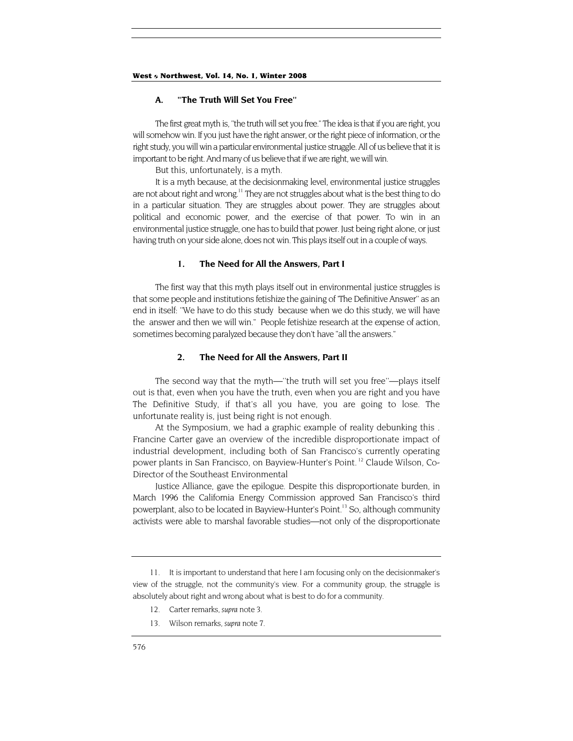### A. "The Truth Will Set You Free"

The first great myth is, "the truth will set you free." The idea is that if you are right, you will somehow win. If you just have the right answer, or the right piece of information, or the right study, you will win a particular environmental justice struggle. All of us believe that it is important to be right. And many of us believe that if we are right, we will win.

But this, unfortunately, is a myth.

It is a myth because, at the decisionmaking level, environmental justice struggles are not about right and wrong.[11] They are not struggles about what is the best thing to do in a particular situation. They are struggles about power. They are struggles about political and economic power, and the exercise of that power. To win in an environmental justice struggle, one has to build that power. Just being right alone, or just having truth on your side alone, does not win. This plays itself out in a couple of ways.

#### 1. The Need for All the Answers, Part I

The first way that this myth plays itself out in environmental justice struggles is that some people and institutions fetishize the gaining of "The Definitive Answer" as an end in itself: "We have to do this study because when we do this study, we will have the answer and then we will win." People fetishize research at the expense of action, sometimes becoming paralyzed because they don't have "all the answers."

#### 2. The Need for All the Answers, Part II

The second way that the myth—"the truth will set you free"—plays itself out is that, even when you have the truth, even when you are right and you have The Definitive Study, if that's all you have, you are going to lose. The unfortunate reality is, just being right is not enough.

At the Symposium, we had a graphic example of reality debunking this . Francine Carter gave an overview of the incredible disproportionate impact of industrial development, including both of San Francisco's currently operating power plants in San Francisco, on Bayview-Hunter's Point.[12] Claude Wilson, Co-Director of the Southeast Environmental

Justice Alliance, gave the epilogue. Despite this disproportionate burden, in March 1996 the California Energy Commission approved San Francisco's third powerplant, also to be located in Bayview-Hunter's Point.[13] So, although community activists were able to marshal favorable studies—not only of the disproportionate

---

11. It is important to understand that here I am focusing only on the decisionmaker's view of the struggle, not the community's view. For a community group, the struggle is absolutely about right and wrong about what is best to do for a community.

12. Carter remarks, *supra* note 3.

13. Wilson remarks, *supra* note 7.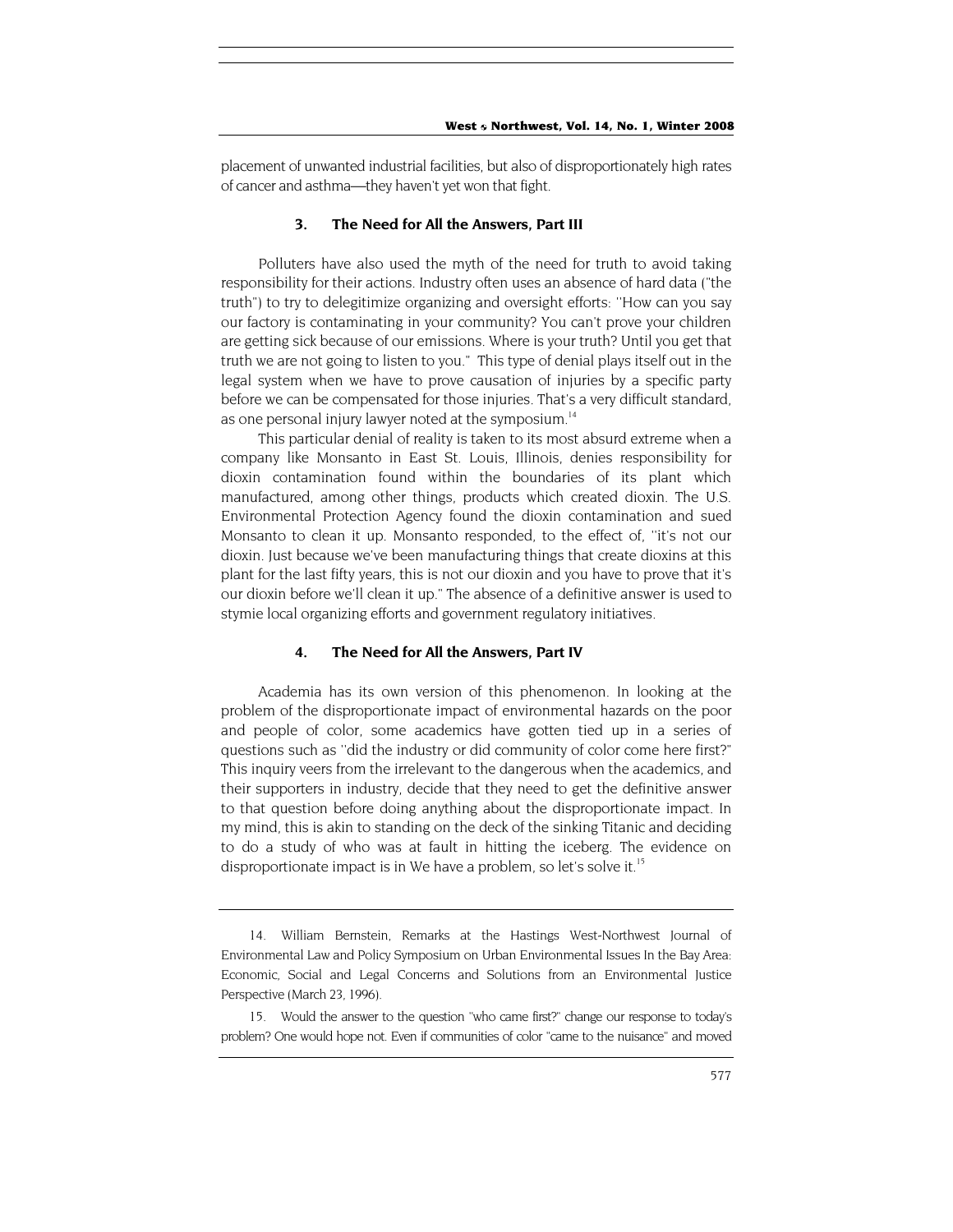placement of unwanted industrial facilities, but also of disproportionately high rates of cancer and asthma—they haven't yet won that fight.

### 3. The Need for All the Answers, Part III

Polluters have also used the myth of the need for truth to avoid taking responsibility for their actions. Industry often uses an absence of hard data ("the truth") to try to delegitimize organizing and oversight efforts: "How can you say our factory is contaminating in your community? You can't prove your children are getting sick because of our emissions. Where is your truth? Until you get that truth we are not going to listen to you." This type of denial plays itself out in the legal system when we have to prove causation of injuries by a specific party before we can be compensated for those injuries. That's a very difficult standard, as one personal injury lawyer noted at the symposium.[14]

This particular denial of reality is taken to its most absurd extreme when a company like Monsanto in East St. Louis, Illinois, denies responsibility for dioxin contamination found within the boundaries of its plant which manufactured, among other things, products which created dioxin. The U.S. Environmental Protection Agency found the dioxin contamination and sued Monsanto to clean it up. Monsanto responded, to the effect of, "it's not our dioxin. Just because we've been manufacturing things that create dioxins at this plant for the last fifty years, this is not our dioxin and you have to prove that it's our dioxin before we'll clean it up." The absence of a definitive answer is used to stymie local organizing efforts and government regulatory initiatives.

### 4. The Need for All the Answers, Part IV

Academia has its own version of this phenomenon. In looking at the problem of the disproportionate impact of environmental hazards on the poor and people of color, some academics have gotten tied up in a series of questions such as "did the industry or did community of color come here first?" This inquiry veers from the irrelevant to the dangerous when the academics, and their supporters in industry, decide that they need to get the definitive answer to that question before doing anything about the disproportionate impact. In my mind, this is akin to standing on the deck of the sinking Titanic and deciding to do a study of who was at fault in hitting the iceberg. The evidence on disproportionate impact is in We have a problem, so let's solve it.[15]

---

14. William Bernstein, Remarks at the Hastings West-Northwest Journal of Environmental Law and Policy Symposium on Urban Environmental Issues In the Bay Area: Economic, Social and Legal Concerns and Solutions from an Environmental Justice Perspective (March 23, 1996).

15. Would the answer to the question "who came first?" change our response to today's problem? One would hope not. Even if communities of color "came to the nuisance" and moved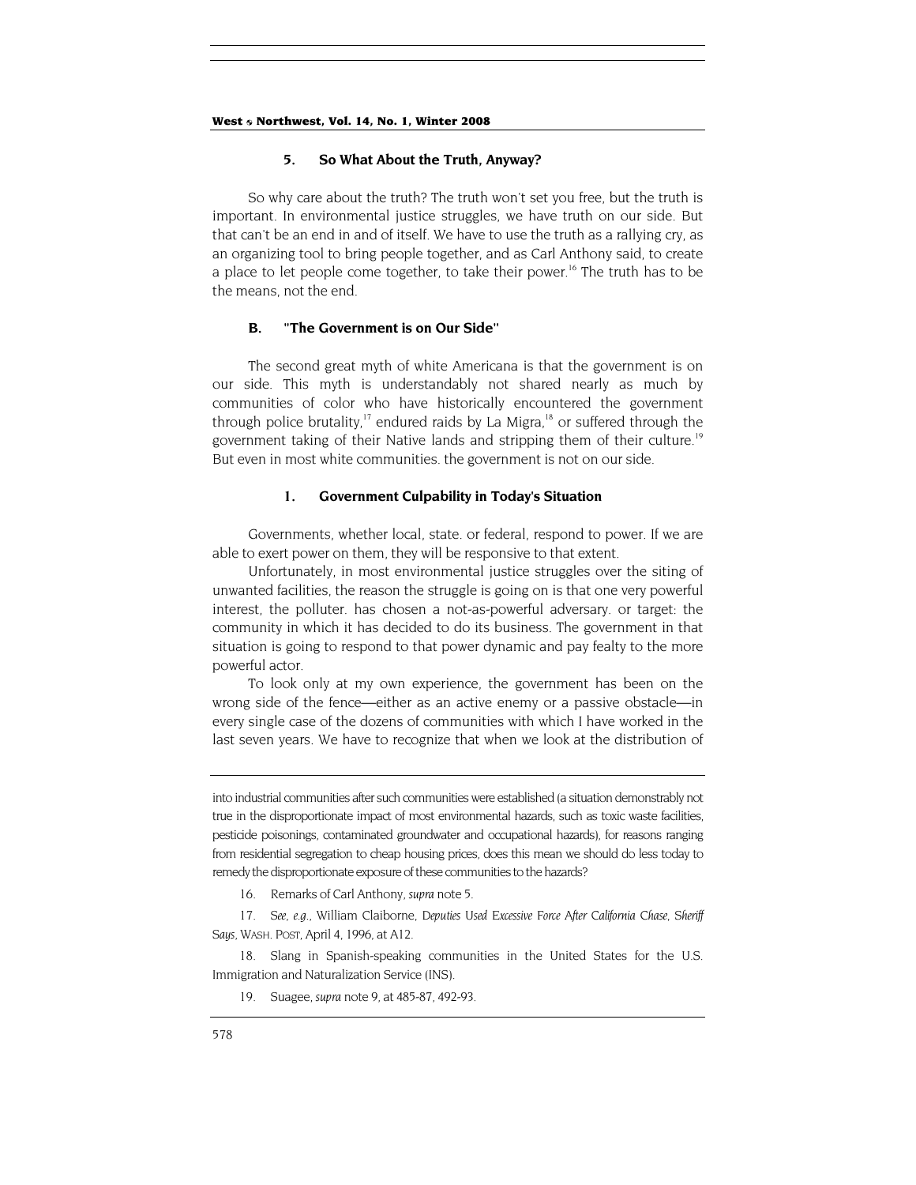#### 5. So What About the Truth, Anyway?

So why care about the truth? The truth won't set you free, but the truth is important. In environmental justice struggles, we have truth on our side. But that can't be an end in and of itself. We have to use the truth as a rallying cry, as an organizing tool to bring people together, and as Carl Anthony said, to create a place to let people come together, to take their power.[16] The truth has to be the means, not the end.

### B. "The Government is on Our Side"

The second great myth of white Americana is that the government is on our side. This myth is understandably not shared nearly as much by communities of color who have historically encountered the government through police brutality,[17] endured raids by La Migra,[18] or suffered through the government taking of their Native lands and stripping them of their culture.[19] But even in most white communities. the government is not on our side.

#### 1. Government Culpability in Today's Situation

Governments, whether local, state. or federal, respond to power. If we are able to exert power on them, they will be responsive to that extent.

Unfortunately, in most environmental justice struggles over the siting of unwanted facilities, the reason the struggle is going on is that one very powerful interest, the polluter. has chosen a not-as-powerful adversary. or target: the community in which it has decided to do its business. The government in that situation is going to respond to that power dynamic and pay fealty to the more powerful actor.

To look only at my own experience, the government has been on the wrong side of the fence—either as an active enemy or a passive obstacle—in every single case of the dozens of communities with which I have worked in the last seven years. We have to recognize that when we look at the distribution of

---

into industrial communities after such communities were established (a situation demonstrably not true in the disproportionate impact of most environmental hazards, such as toxic waste facilities, pesticide poisonings, contaminated groundwater and occupational hazards), for reasons ranging from residential segregation to cheap housing prices, does this mean we should do less today to remedy the disproportionate exposure of these communities to the hazards?

16. Remarks of Carl Anthony, *supra* note 5.

17. *See, e.g.*, William Claiborne, *Deputies Used Excessive Force After California Chase, Sheriff Says*, WASH. POST, April 4, 1996, at A12.

18. Slang in Spanish-speaking communities in the United States for the U.S. Immigration and Naturalization Service (INS).

19. Suagee, *supra* note 9, at 485-87, 492-93.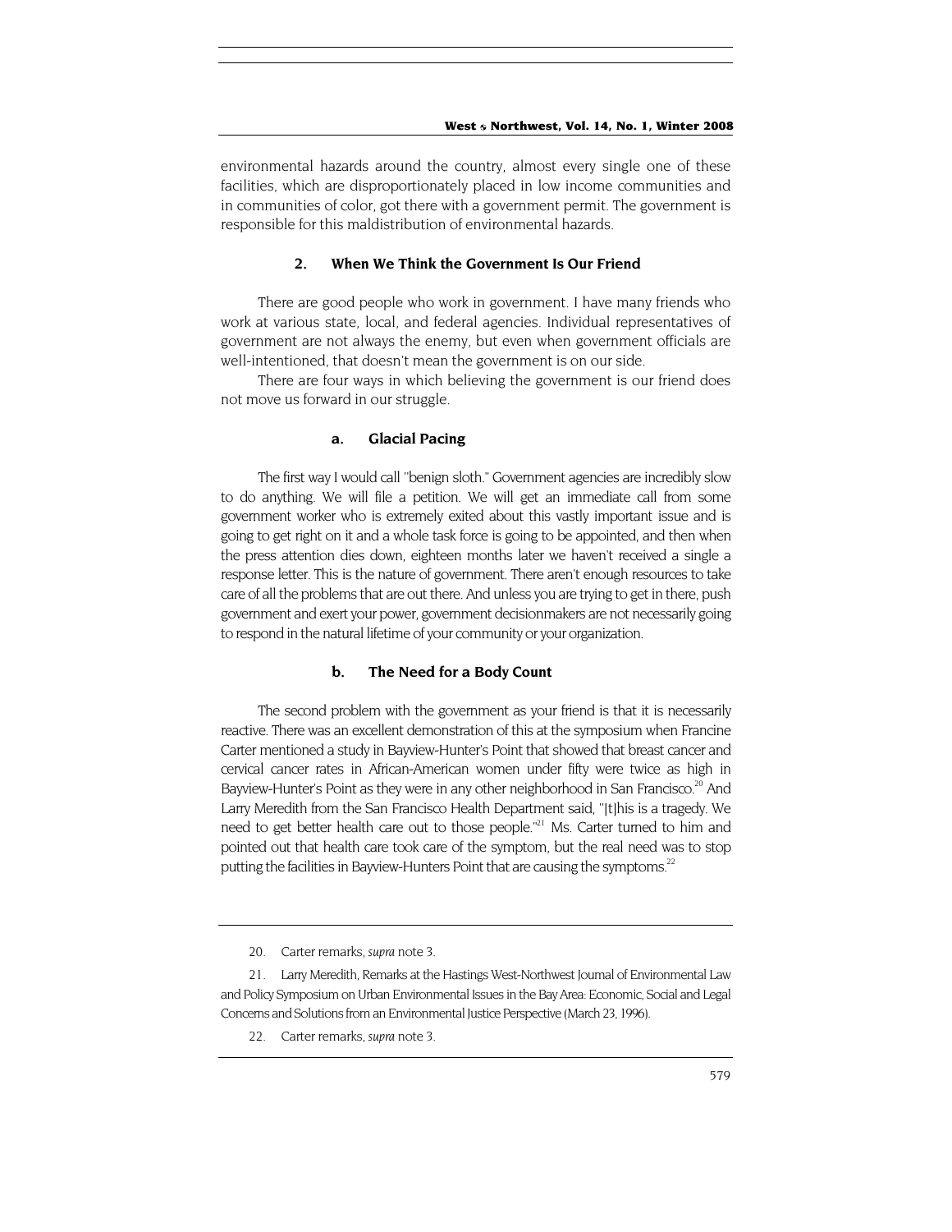environmental hazards around the country, almost every single one of these facilities, which are disproportionately placed in low income communities and in communities of color, got there with a government permit. The government is responsible for this maldistribution of environmental hazards.

### 2. When We Think the Government Is Our Friend

There are good people who work in government. I have many friends who work at various state, local, and federal agencies. Individual representatives of government are not always the enemy, but even when government officials are well-intentioned, that doesn't mean the government is on our side.

There are four ways in which believing the government is our friend does not move us forward in our struggle.

#### a. Glacial Pacing

The first way I would call "benign sloth." Government agencies are incredibly slow to do anything. We will file a petition. We will get an immediate call from some government worker who is extremely exited about this vastly important issue and is going to get right on it and a whole task force is going to be appointed, and then when the press attention dies down, eighteen months later we haven't received a single a response letter. This is the nature of government. There aren't enough resources to take care of all the problems that are out there. And unless you are trying to get in there, push government and exert your power, government decisionmakers are not necessarily going to respond in the natural lifetime of your community or your organization.

#### b. The Need for a Body Count

The second problem with the government as your friend is that it is necessarily reactive. There was an excellent demonstration of this at the symposium when Francine Carter mentioned a study in Bayview-Hunter's Point that showed that breast cancer and cervical cancer rates in African-American women under fifty were twice as high in Bayview-Hunter's Point as they were in any other neighborhood in San Francisco.[20] And Larry Meredith from the San Francisco Health Department said, "[t]his is a tragedy. We need to get better health care out to those people."[21] Ms. Carter turned to him and pointed out that health care took care of the symptom, but the real need was to stop putting the facilities in Bayview-Hunters Point that are causing the symptoms.[22]

---

20. Carter remarks, *supra* note 3.

21. Larry Meredith, Remarks at the Hastings West-Northwest Journal of Environmental Law and Policy Symposium on Urban Environmental Issues in the Bay Area: Economic, Social and Legal Concerns and Solutions from an Environmental Justice Perspective (March 23, 1996).

22. Carter remarks, *supra* note 3.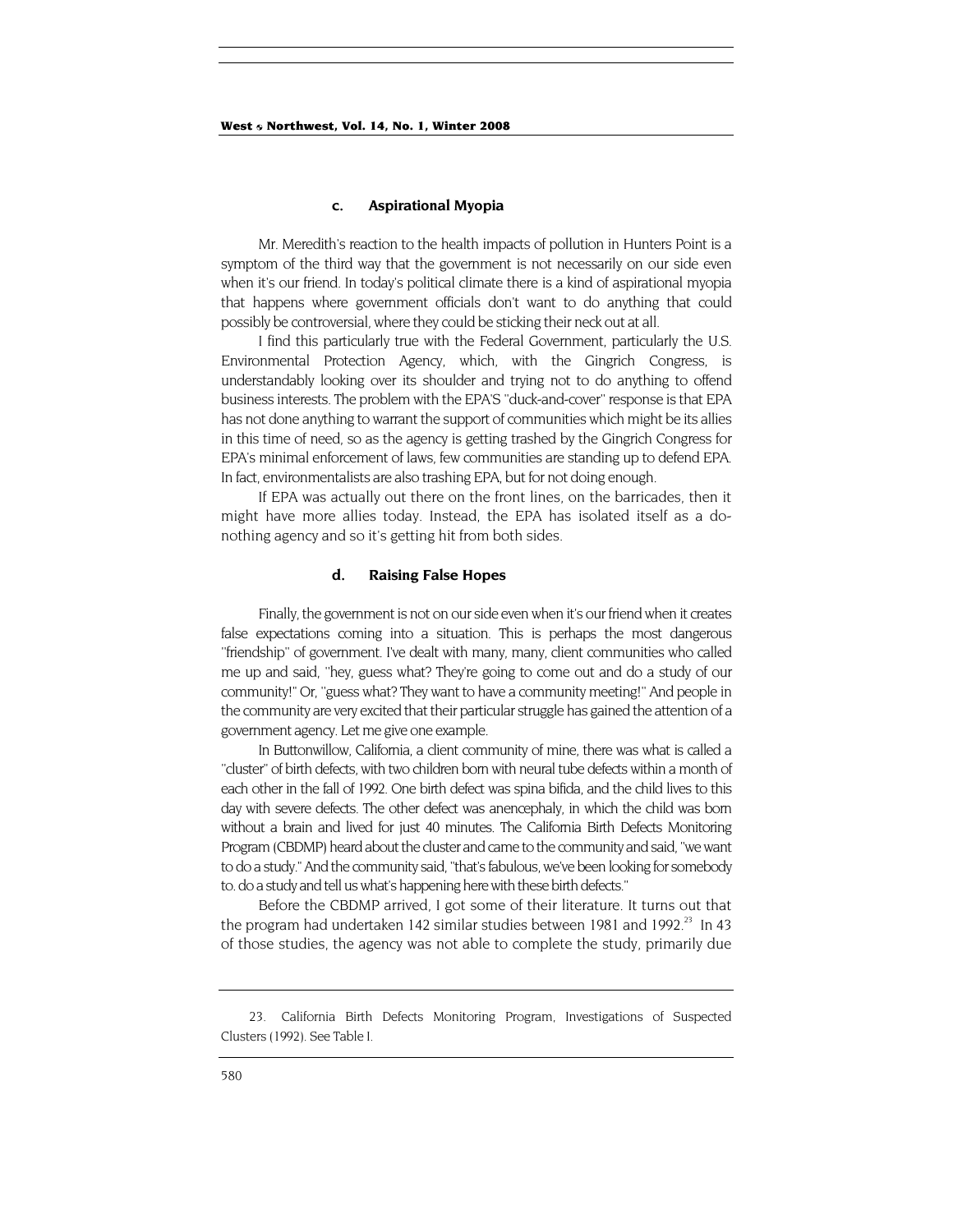### c. Aspirational Myopia

Mr. Meredith's reaction to the health impacts of pollution in Hunters Point is a symptom of the third way that the government is not necessarily on our side even when it's our friend. In today's political climate there is a kind of aspirational myopia that happens where government officials don't want to do anything that could possibly be controversial, where they could be sticking their neck out at all.

I find this particularly true with the Federal Government, particularly the U.S. Environmental Protection Agency, which, with the Gingrich Congress, is understandably looking over its shoulder and trying not to do anything to offend business interests. The problem with the EPA'S "duck-and-cover" response is that EPA has not done anything to warrant the support of communities which might be its allies in this time of need, so as the agency is getting trashed by the Gingrich Congress for EPA's minimal enforcement of laws, few communities are standing up to defend EPA. In fact, environmentalists are also trashing EPA, but for not doing enough.

If EPA was actually out there on the front lines, on the barricades, then it might have more allies today. Instead, the EPA has isolated itself as a do-nothing agency and so it's getting hit from both sides.

### d. Raising False Hopes

Finally, the government is not on our side even when it's our friend when it creates false expectations coming into a situation. This is perhaps the most dangerous "friendship" of government. I've dealt with many, many, client communities who called me up and said, "hey, guess what? They're going to come out and do a study of our community!" Or, "guess what? They want to have a community meeting!" And people in the community are very excited that their particular struggle has gained the attention of a government agency. Let me give one example.

In Buttonwillow, California, a client community of mine, there was what is called a "cluster" of birth defects, with two children born with neural tube defects within a month of each other in the fall of 1992. One birth defect was spina bifida, and the child lives to this day with severe defects. The other defect was anencephaly, in which the child was born without a brain and lived for just 40 minutes. The California Birth Defects Monitoring Program (CBDMP) heard about the cluster and came to the community and said, "we want to do a study." And the community said, "that's fabulous, we've been looking for somebody to. do a study and tell us what's happening here with these birth defects."

Before the CBDMP arrived, I got some of their literature. It turns out that the program had undertaken 142 similar studies between 1981 and 1992.[23] In 43 of those studies, the agency was not able to complete the study, primarily due

23. California Birth Defects Monitoring Program, Investigations of Suspected Clusters (1992). See Table I.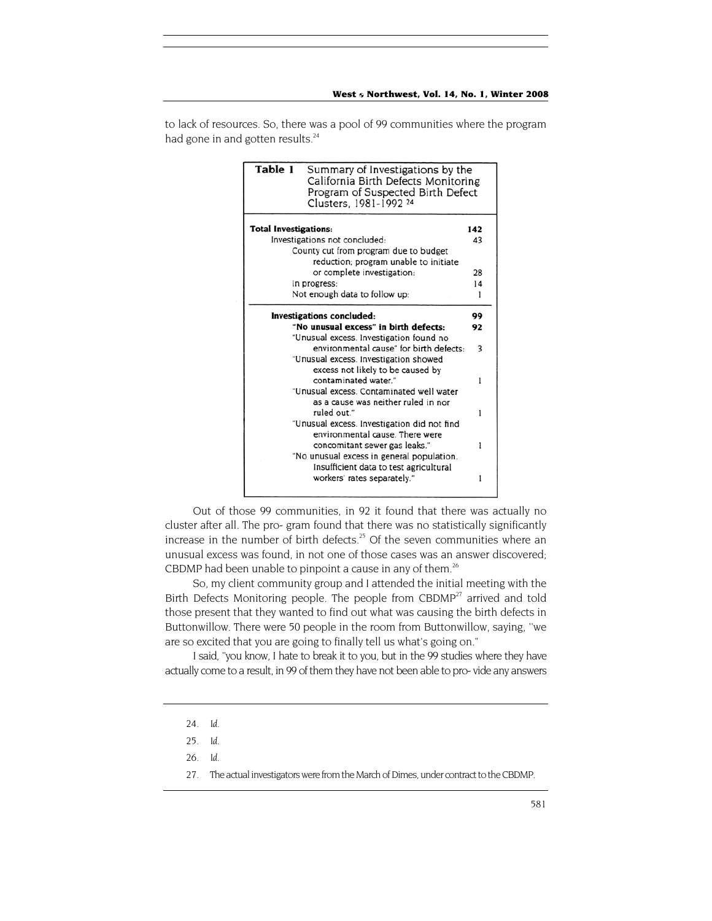to lack of resources. So, there was a pool of 99 communities where the program had gone in and gotten results.[24]

| Table 1 Summary of Investigations by the California Birth Defects Monitoring Program of Suspected Birth Defect Clusters, 1981-1992 [24] | |
|---|---|
| **Total Investigations:** | **142** |
| Investigations not concluded: | 43 |
| County cut from program due to budget reduction; program unable to initiate or complete investigation: | 28 |
| In progress: | 14 |
| Not enough data to follow up: | 1 |
| **Investigations concluded:** | **99** |
| **"No unusual excess" in birth defects:** | **92** |
| "Unusual excess. Investigation found no environmental cause" for birth defects: | 3 |
| "Unusual excess. Investigation showed excess not likely to be caused by contaminated water." | 1 |
| "Unusual excess. Contaminated well water as a cause was neither ruled in nor ruled out." | 1 |
| "Unusual excess. Investigation did not find environmental cause. There were concomitant sewer gas leaks." | 1 |
| "No unusual excess in general population. Insufficient data to test agricultural workers' rates separately." | 1 |

Out of those 99 communities, in 92 it found that there was actually no cluster after all. The pro- gram found that there was no statistically significantly increase in the number of birth defects.[25] Of the seven communities where an unusual excess was found, in not one of those cases was an answer discovered; CBDMP had been unable to pinpoint a cause in any of them.[26]

So, my client community group and I attended the initial meeting with the Birth Defects Monitoring people. The people from CBDMP[27] arrived and told those present that they wanted to find out what was causing the birth defects in Buttonwillow. There were 50 people in the room from Buttonwillow, saying, "we are so excited that you are going to finally tell us what's going on."

I said, "you know, I hate to break it to you, but in the 99 studies where they have actually come to a result, in 99 of them they have not been able to pro- vide any answers

24. *Id.*

25. *Id.*

26. *Id.*

27. The actual investigators were from the March of Dimes, under contract to the CBDMP.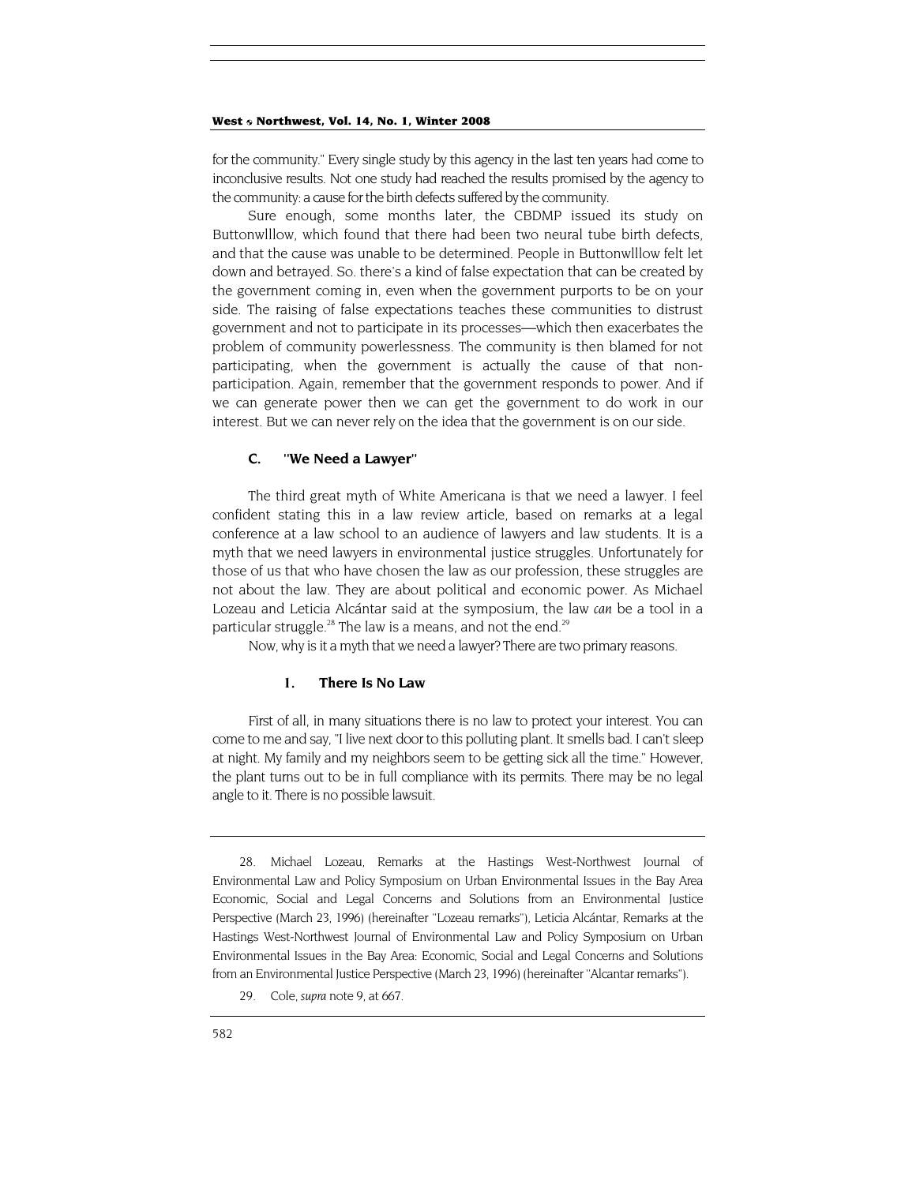for the community." Every single study by this agency in the last ten years had come to inconclusive results. Not one study had reached the results promised by the agency to the community: a cause for the birth defects suffered by the community.

Sure enough, some months later, the CBDMP issued its study on Buttonwlllow, which found that there had been two neural tube birth defects, and that the cause was unable to be determined. People in Buttonwlllow felt let down and betrayed. So. there's a kind of false expectation that can be created by the government coming in, even when the government purports to be on your side. The raising of false expectations teaches these communities to distrust government and not to participate in its processes—which then exacerbates the problem of community powerlessness. The community is then blamed for not participating, when the government is actually the cause of that non-participation. Again, remember that the government responds to power. And if we can generate power then we can get the government to do work in our interest. But we can never rely on the idea that the government is on our side.

### C. "We Need a Lawyer"

The third great myth of White Americana is that we need a lawyer. I feel confident stating this in a law review article, based on remarks at a legal conference at a law school to an audience of lawyers and law students. It is a myth that we need lawyers in environmental justice struggles. Unfortunately for those of us that who have chosen the law as our profession, these struggles are not about the law. They are about political and economic power. As Michael Lozeau and Leticia Alcántar said at the symposium, the law *can* be a tool in a particular struggle.[28] The law is a means, and not the end.[29]

Now, why is it a myth that we need a lawyer? There are two primary reasons.

#### 1. There Is No Law

First of all, in many situations there is no law to protect your interest. You can come to me and say, "I live next door to this polluting plant. It smells bad. I can't sleep at night. My family and my neighbors seem to be getting sick all the time." However, the plant turns out to be in full compliance with its permits. There may be no legal angle to it. There is no possible lawsuit.

---

28. Michael Lozeau, Remarks at the Hastings West-Northwest Journal of Environmental Law and Policy Symposium on Urban Environmental Issues in the Bay Area Economic, Social and Legal Concerns and Solutions from an Environmental Justice Perspective (March 23, 1996) (hereinafter "Lozeau remarks"), Leticia Alcántar, Remarks at the Hastings West-Northwest Journal of Environmental Law and Policy Symposium on Urban Environmental Issues in the Bay Area: Economic, Social and Legal Concerns and Solutions from an Environmental Justice Perspective (March 23, 1996) (hereinafter "Alcantar remarks").

29. Cole, *supra* note 9, at 667.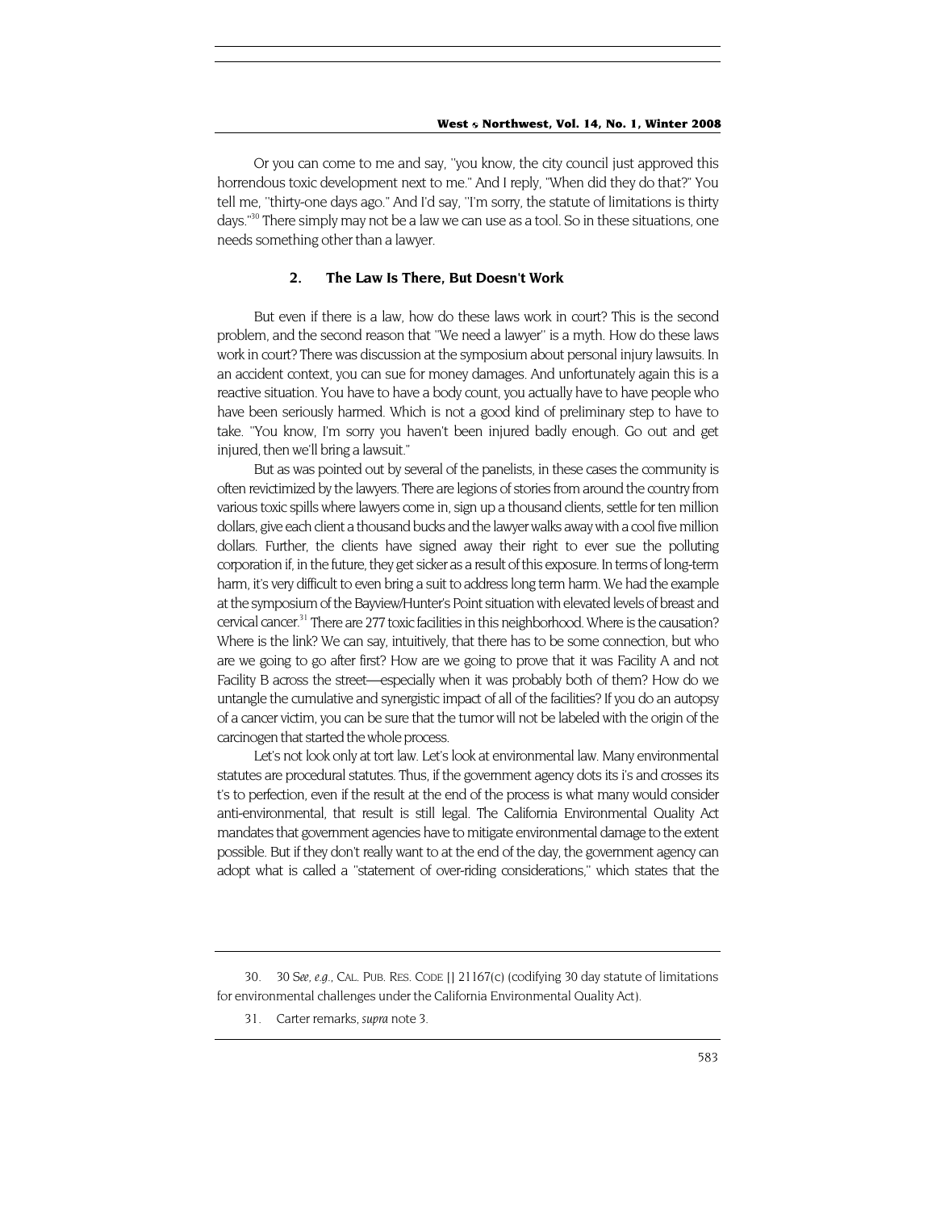Or you can come to me and say, "you know, the city council just approved this horrendous toxic development next to me." And I reply, "When did they do that?" You tell me, "thirty-one days ago." And I'd say, "I'm sorry, the statute of limitations is thirty days."[30] There simply may not be a law we can use as a tool. So in these situations, one needs something other than a lawyer.

### 2. The Law Is There, But Doesn't Work

But even if there is a law, how do these laws work in court? This is the second problem, and the second reason that "We need a lawyer" is a myth. How do these laws work in court? There was discussion at the symposium about personal injury lawsuits. In an accident context, you can sue for money damages. And unfortunately again this is a reactive situation. You have to have a body count, you actually have to have people who have been seriously harmed. Which is not a good kind of preliminary step to have to take. "You know, I'm sorry you haven't been injured badly enough. Go out and get injured, then we'll bring a lawsuit."

But as was pointed out by several of the panelists, in these cases the community is often revictimized by the lawyers. There are legions of stories from around the country from various toxic spills where lawyers come in, sign up a thousand clients, settle for ten million dollars, give each client a thousand bucks and the lawyer walks away with a cool five million dollars. Further, the clients have signed away their right to ever sue the polluting corporation if, in the future, they get sicker as a result of this exposure. In terms of long-term harm, it's very difficult to even bring a suit to address long term harm. We had the example at the symposium of the Bayview/Hunter's Point situation with elevated levels of breast and cervical cancer.[31] There are 277 toxic facilities in this neighborhood. Where is the causation? Where is the link? We can say, intuitively, that there has to be some connection, but who are we going to go after first? How are we going to prove that it was Facility A and not Facility B across the street—especially when it was probably both of them? How do we untangle the cumulative and synergistic impact of all of the facilities? If you do an autopsy of a cancer victim, you can be sure that the tumor will not be labeled with the origin of the carcinogen that started the whole process.

Let's not look only at tort law. Let's look at environmental law. Many environmental statutes are procedural statutes. Thus, if the government agency dots its i's and crosses its t's to perfection, even if the result at the end of the process is what many would consider anti-environmental, that result is still legal. The California Environmental Quality Act mandates that government agencies have to mitigate environmental damage to the extent possible. But if they don't really want to at the end of the day, the government agency can adopt what is called a "statement of over-riding considerations," which states that the

---

30. 30 *See, e.g.*, CAL. PUB. RES. CODE || 21167(c) (codifying 30 day statute of limitations for environmental challenges under the California Environmental Quality Act).

31. Carter remarks, *supra* note 3.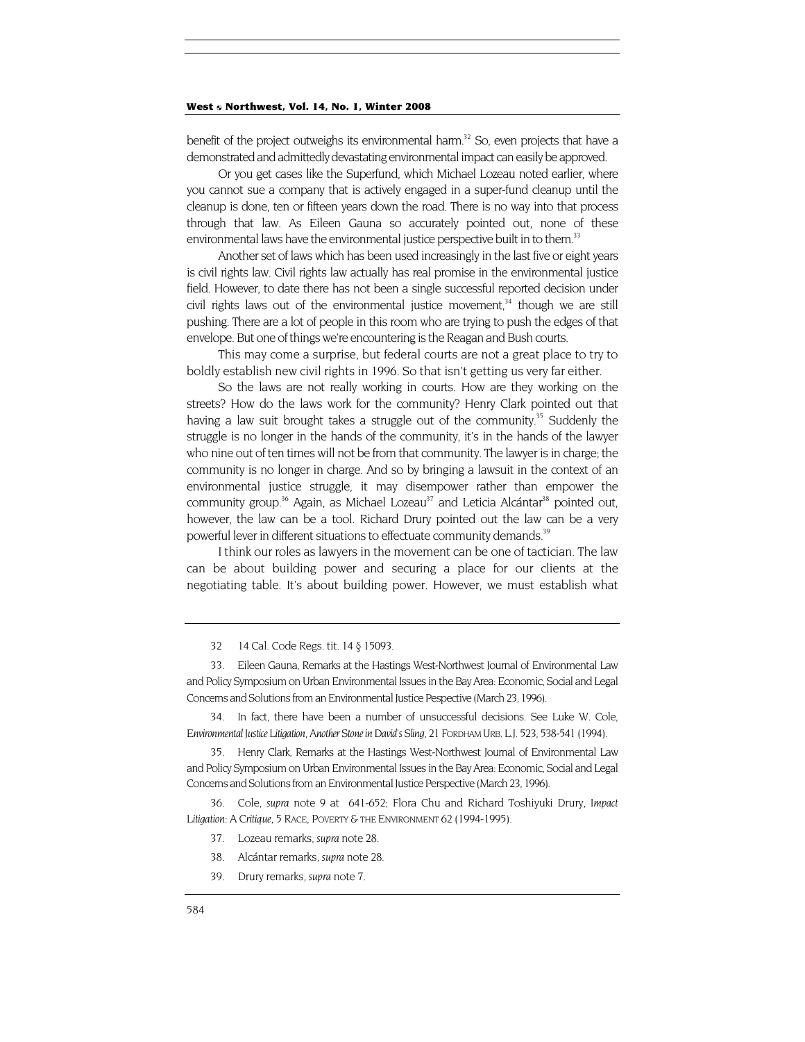benefit of the project outweighs its environmental harm.[32] So, even projects that have a demonstrated and admittedly devastating environmental impact can easily be approved.

Or you get cases like the Superfund, which Michael Lozeau noted earlier, where you cannot sue a company that is actively engaged in a super-fund cleanup until the cleanup is done, ten or fifteen years down the road. There is no way into that process through that law. As Eileen Gauna so accurately pointed out, none of these environmental laws have the environmental justice perspective built in to them.[33]

Another set of laws which has been used increasingly in the last five or eight years is civil rights law. Civil rights law actually has real promise in the environmental justice field. However, to date there has not been a single successful reported decision under civil rights laws out of the environmental justice movement,[34] though we are still pushing. There are a lot of people in this room who are trying to push the edges of that envelope. But one of things we're encountering is the Reagan and Bush courts.

This may come a surprise, but federal courts are not a great place to try to boldly establish new civil rights in 1996. So that isn't getting us very far either.

So the laws are not really working in courts. How are they working on the streets? How do the laws work for the community? Henry Clark pointed out that having a law suit brought takes a struggle out of the community.[35] Suddenly the struggle is no longer in the hands of the community, it's in the hands of the lawyer who nine out of ten times will not be from that community. The lawyer is in charge; the community is no longer in charge. And so by bringing a lawsuit in the context of an environmental justice struggle, it may disempower rather than empower the community group.[36] Again, as Michael Lozeau[37] and Leticia Alcántar[38] pointed out, however, the law can be a tool. Richard Drury pointed out the law can be a very powerful lever in different situations to effectuate community demands.[39]

I think our roles as lawyers in the movement can be one of tactician. The law can be about building power and securing a place for our clients at the negotiating table. It's about building power. However, we must establish what

---

32 14 Cal. Code Regs. tit. 14 § 15093.

33. Eileen Gauna, Remarks at the Hastings West-Northwest Journal of Environmental Law and Policy Symposium on Urban Environmental Issues in the Bay Area: Economic, Social and Legal Concerns and Solutions from an Environmental Justice Pespective (March 23, 1996).

34. In fact, there have been a number of unsuccessful decisions. See Luke W. Cole, *Environmental Justice Litigation, Another Stone in David's Sling*, 21 FORDHAM URB. L.J. 523, 538-541 (1994).

35. Henry Clark, Remarks at the Hastings West-Northwest Journal of Environmental Law and Policy Symposium on Urban Environmental Issues in the Bay Area: Economic, Social and Legal Concerns and Solutions from an Environmental Justice Perspective (March 23, 1996).

36. Cole, *supra* note 9 at 641-652; Flora Chu and Richard Toshiyuki Drury, *Impact Litigation: A Critique*, 5 RACE, POVERTY & THE ENVIRONMENT 62 (1994-1995).

37. Lozeau remarks, *supra* note 28.

38. Alcántar remarks, *supra* note 28.

39. Drury remarks, *supra* note 7.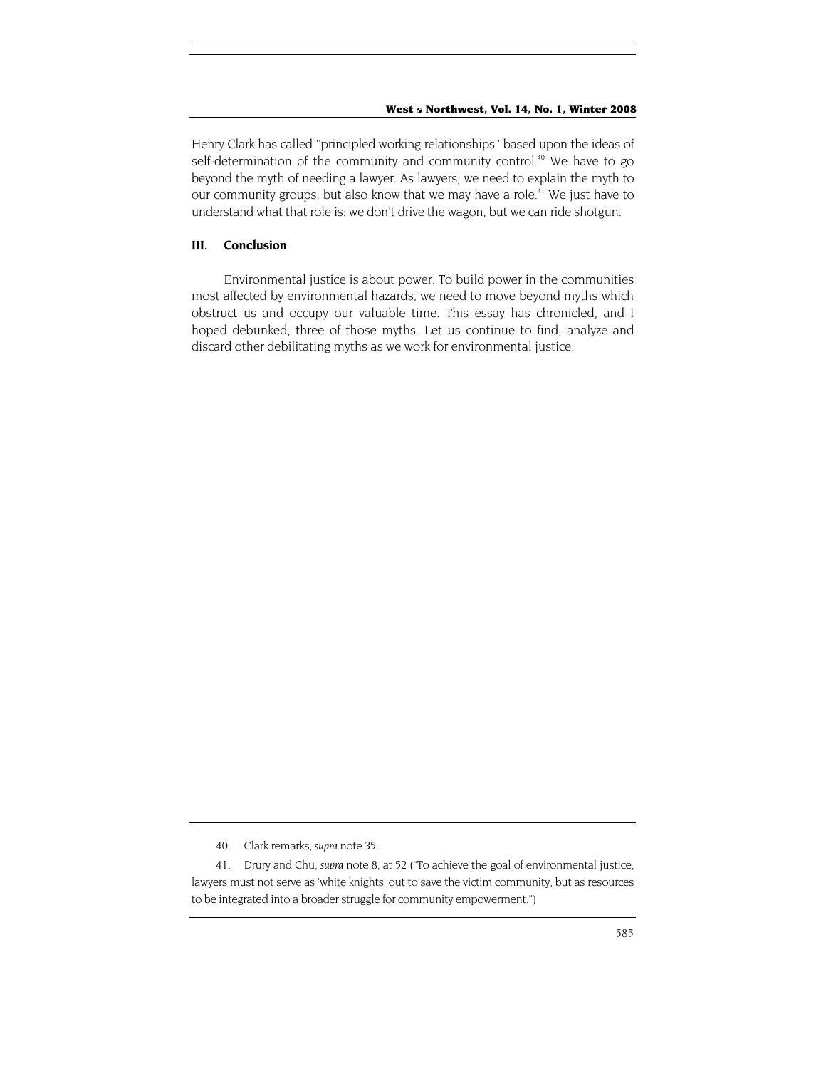Henry Clark has called "principled working relationships" based upon the ideas of self-determination of the community and community control.[40] We have to go beyond the myth of needing a lawyer. As lawyers, we need to explain the myth to our community groups, but also know that we may have a role.[41] We just have to understand what that role is: we don't drive the wagon, but we can ride shotgun.

## III. Conclusion

Environmental justice is about power. To build power in the communities most affected by environmental hazards, we need to move beyond myths which obstruct us and occupy our valuable time. This essay has chronicled, and I hoped debunked, three of those myths. Let us continue to find, analyze and discard other debilitating myths as we work for environmental justice.

---

40. Clark remarks, *supra* note 35.

41. Drury and Chu, *supra* note 8, at 52 ("To achieve the goal of environmental justice, lawyers must not serve as 'white knights' out to save the victim community, but as resources to be integrated into a broader struggle for community empowerment.")